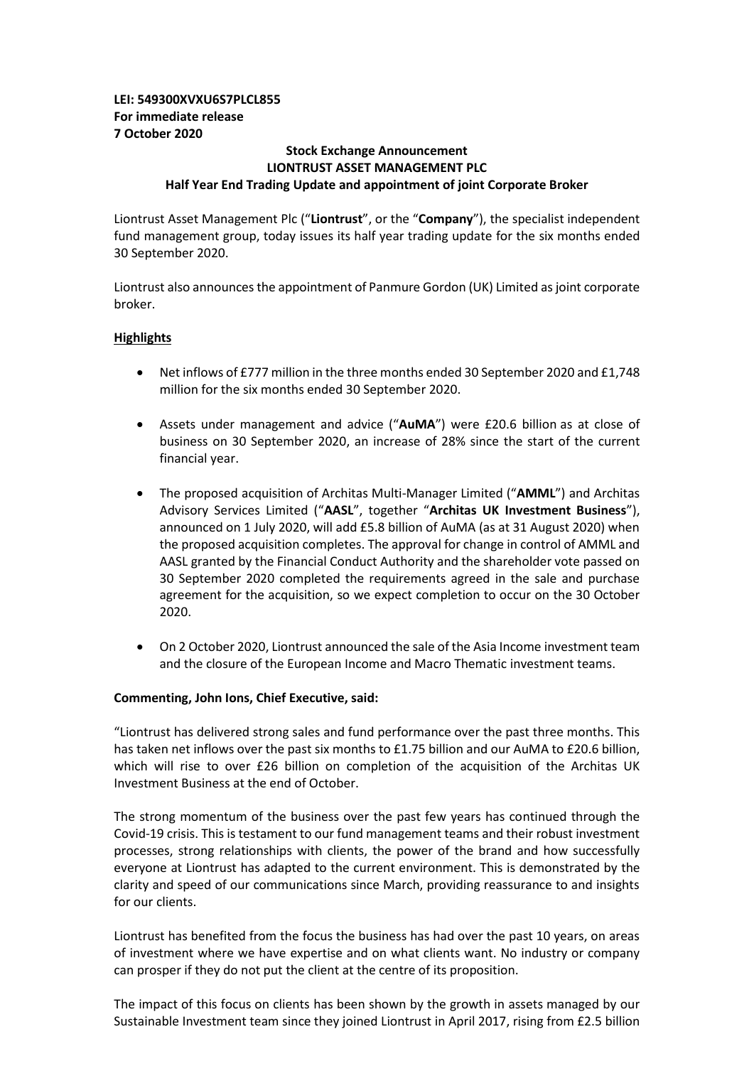**LEI: 549300XVXU6S7PLCL855**
**For immediate release**
**7 October 2020**

**Stock Exchange Announcement**
**LIONTRUST ASSET MANAGEMENT PLC**
**Half Year End Trading Update and appointment of joint Corporate Broker**

Liontrust Asset Management Plc ("**Liontrust**", or the "**Company**"), the specialist independent fund management group, today issues its half year trading update for the six months ended 30 September 2020.

Liontrust also announces the appointment of Panmure Gordon (UK) Limited as joint corporate broker.

## Highlights

- Net inflows of £777 million in the three months ended 30 September 2020 and £1,748 million for the six months ended 30 September 2020.
- Assets under management and advice ("**AuMA**") were £20.6 billion as at close of business on 30 September 2020, an increase of 28% since the start of the current financial year.
- The proposed acquisition of Architas Multi-Manager Limited ("**AMML**") and Architas Advisory Services Limited ("**AASL**", together "**Architas UK Investment Business**"), announced on 1 July 2020, will add £5.8 billion of AuMA (as at 31 August 2020) when the proposed acquisition completes. The approval for change in control of AMML and AASL granted by the Financial Conduct Authority and the shareholder vote passed on 30 September 2020 completed the requirements agreed in the sale and purchase agreement for the acquisition, so we expect completion to occur on the 30 October 2020.
- On 2 October 2020, Liontrust announced the sale of the Asia Income investment team and the closure of the European Income and Macro Thematic investment teams.

**Commenting, John Ions, Chief Executive, said:**

"Liontrust has delivered strong sales and fund performance over the past three months. This has taken net inflows over the past six months to £1.75 billion and our AuMA to £20.6 billion, which will rise to over £26 billion on completion of the acquisition of the Architas UK Investment Business at the end of October.

The strong momentum of the business over the past few years has continued through the Covid-19 crisis. This is testament to our fund management teams and their robust investment processes, strong relationships with clients, the power of the brand and how successfully everyone at Liontrust has adapted to the current environment. This is demonstrated by the clarity and speed of our communications since March, providing reassurance to and insights for our clients.

Liontrust has benefited from the focus the business has had over the past 10 years, on areas of investment where we have expertise and on what clients want. No industry or company can prosper if they do not put the client at the centre of its proposition.

The impact of this focus on clients has been shown by the growth in assets managed by our Sustainable Investment team since they joined Liontrust in April 2017, rising from £2.5 billion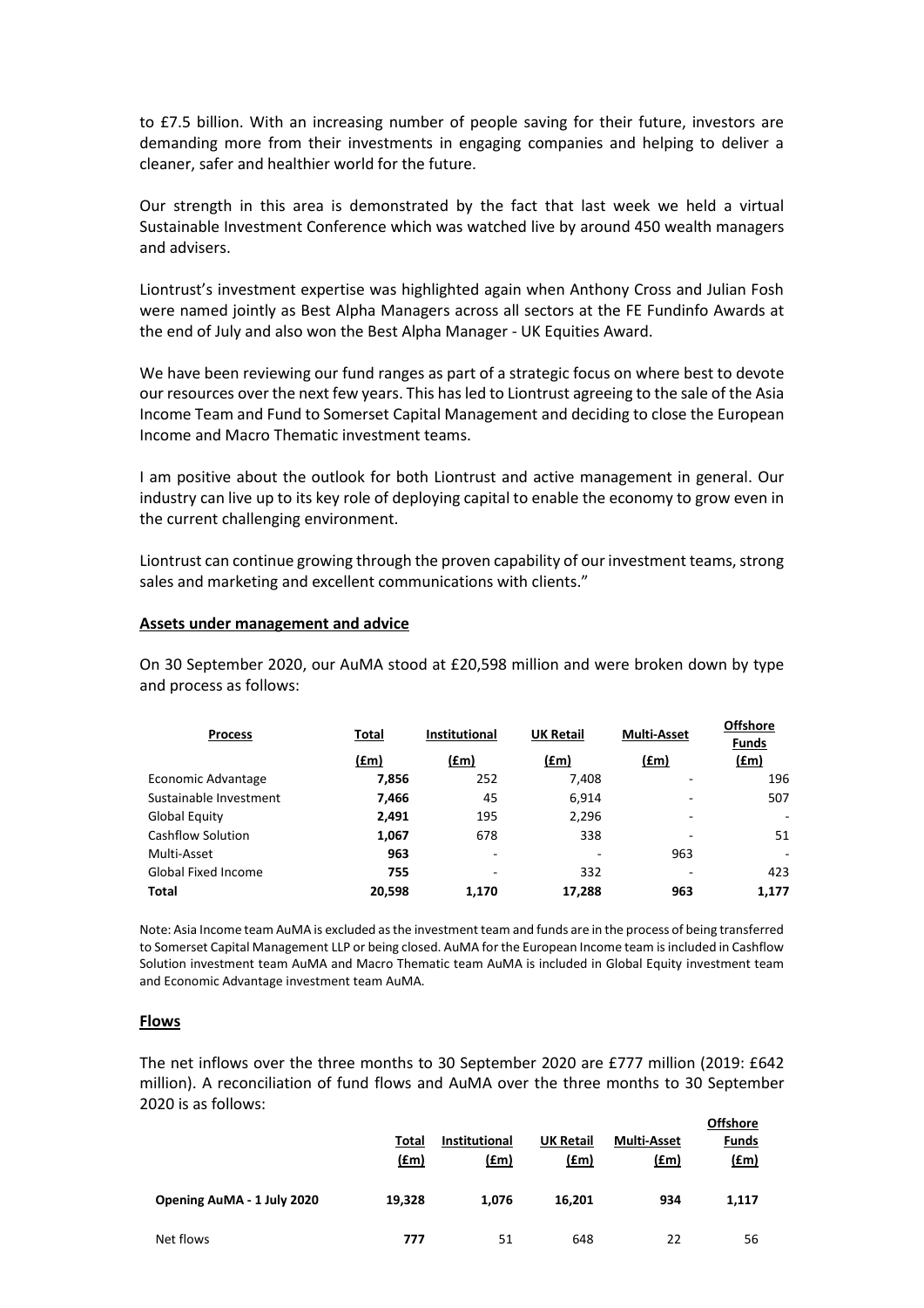to £7.5 billion. With an increasing number of people saving for their future, investors are demanding more from their investments in engaging companies and helping to deliver a cleaner, safer and healthier world for the future.

Our strength in this area is demonstrated by the fact that last week we held a virtual Sustainable Investment Conference which was watched live by around 450 wealth managers and advisers.

Liontrust's investment expertise was highlighted again when Anthony Cross and Julian Fosh were named jointly as Best Alpha Managers across all sectors at the FE Fundinfo Awards at the end of July and also won the Best Alpha Manager - UK Equities Award.

We have been reviewing our fund ranges as part of a strategic focus on where best to devote our resources over the next few years. This has led to Liontrust agreeing to the sale of the Asia Income Team and Fund to Somerset Capital Management and deciding to close the European Income and Macro Thematic investment teams.

I am positive about the outlook for both Liontrust and active management in general. Our industry can live up to its key role of deploying capital to enable the economy to grow even in the current challenging environment.

Liontrust can continue growing through the proven capability of our investment teams, strong sales and marketing and excellent communications with clients."

**Assets under management and advice**

On 30 September 2020, our AuMA stood at £20,598 million and were broken down by type and process as follows:

| Process | Total (£m) | Institutional (£m) | UK Retail (£m) | Multi-Asset (£m) | Offshore Funds (£m) |
|---|---|---|---|---|---|
| Economic Advantage | **7,856** | 252 | 7,408 | - | 196 |
| Sustainable Investment | **7,466** | 45 | 6,914 | - | 507 |
| Global Equity | **2,491** | 195 | 2,296 | - | - |
| Cashflow Solution | **1,067** | 678 | 338 | - | 51 |
| Multi-Asset | **963** | - | - | 963 | - |
| Global Fixed Income | **755** | - | 332 | - | 423 |
| **Total** | **20,598** | **1,170** | **17,288** | **963** | **1,177** |

Note: Asia Income team AuMA is excluded as the investment team and funds are in the process of being transferred to Somerset Capital Management LLP or being closed. AuMA for the European Income team is included in Cashflow Solution investment team AuMA and Macro Thematic team AuMA is included in Global Equity investment team and Economic Advantage investment team AuMA.

**Flows**

The net inflows over the three months to 30 September 2020 are £777 million (2019: £642 million). A reconciliation of fund flows and AuMA over the three months to 30 September 2020 is as follows:

| | Total (£m) | Institutional (£m) | UK Retail (£m) | Multi-Asset (£m) | Offshore Funds (£m) |
|---|---|---|---|---|---|
| **Opening AuMA - 1 July 2020** | **19,328** | **1,076** | **16,201** | **934** | **1,117** |
| Net flows | **777** | 51 | 648 | 22 | 56 |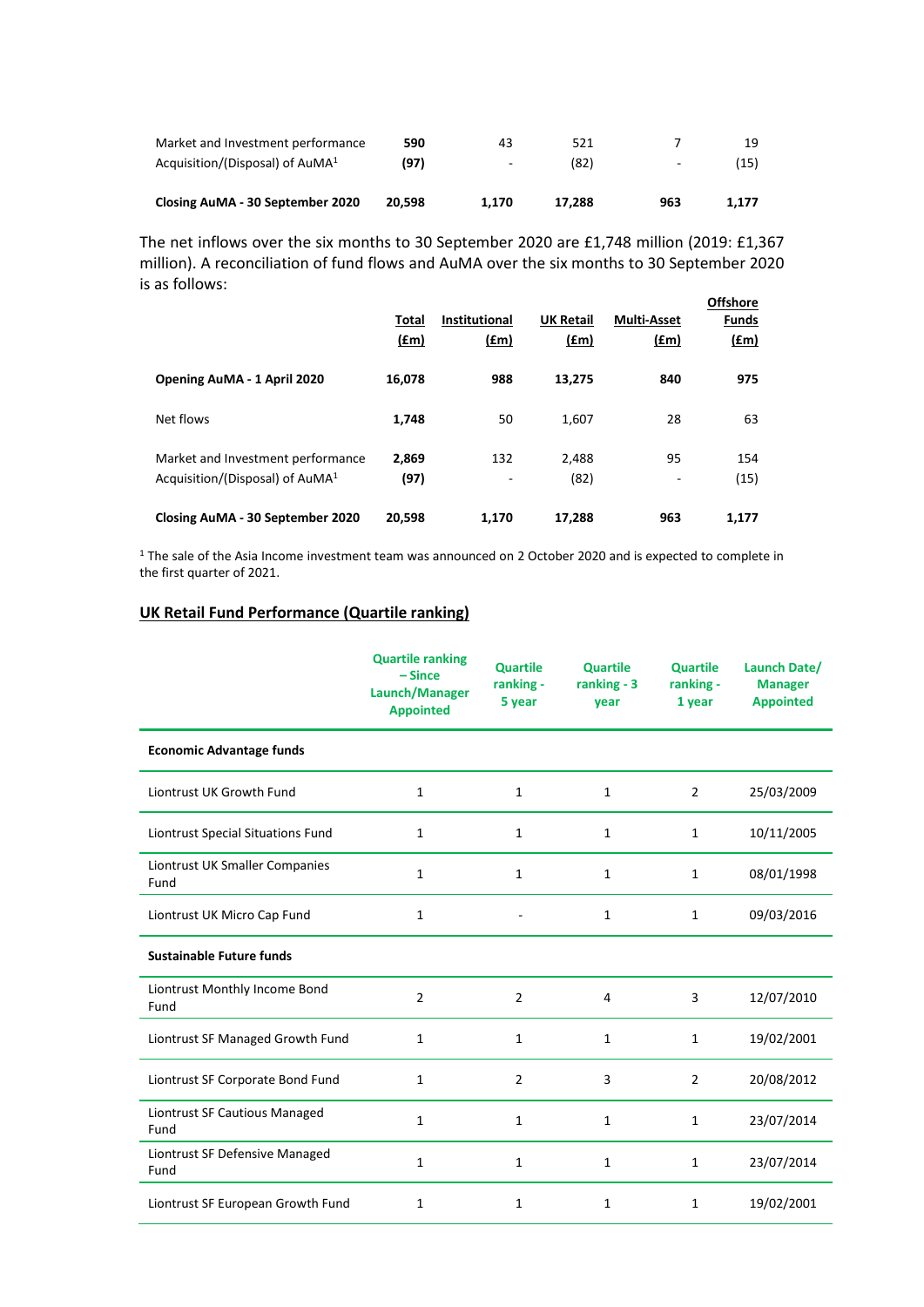| | | | | | |
|---|---|---|---|---|---|
| Market and Investment performance | **590** | 43 | 521 | 7 | 19 |
| Acquisition/(Disposal) of AuMA[1] | **(97)** | - | (82) | - | (15) |
| **Closing AuMA - 30 September 2020** | **20,598** | **1,170** | **17,288** | **963** | **1,177** |

The net inflows over the six months to 30 September 2020 are £1,748 million (2019: £1,367 million). A reconciliation of fund flows and AuMA over the six months to 30 September 2020 is as follows:

| | Total (£m) | Institutional (£m) | UK Retail (£m) | Multi-Asset (£m) | Offshore Funds (£m) |
|---|---|---|---|---|---|
| **Opening AuMA - 1 April 2020** | **16,078** | **988** | **13,275** | **840** | **975** |
| Net flows | **1,748** | 50 | 1,607 | 28 | 63 |
| Market and Investment performance | **2,869** | 132 | 2,488 | 95 | 154 |
| Acquisition/(Disposal) of AuMA[1] | **(97)** | - | (82) | - | (15) |
| **Closing AuMA - 30 September 2020** | **20,598** | **1,170** | **17,288** | **963** | **1,177** |

[1] The sale of the Asia Income investment team was announced on 2 October 2020 and is expected to complete in the first quarter of 2021.

## UK Retail Fund Performance (Quartile ranking)

| | Quartile ranking – Since Launch/Manager Appointed | Quartile ranking - 5 year | Quartile ranking - 3 year | Quartile ranking - 1 year | Launch Date/ Manager Appointed |
|---|---|---|---|---|---|
| **Economic Advantage funds** | | | | | |
| Liontrust UK Growth Fund | 1 | 1 | 1 | 2 | 25/03/2009 |
| Liontrust Special Situations Fund | 1 | 1 | 1 | 1 | 10/11/2005 |
| Liontrust UK Smaller Companies Fund | 1 | 1 | 1 | 1 | 08/01/1998 |
| Liontrust UK Micro Cap Fund | 1 | - | 1 | 1 | 09/03/2016 |
| **Sustainable Future funds** | | | | | |
| Liontrust Monthly Income Bond Fund | 2 | 2 | 4 | 3 | 12/07/2010 |
| Liontrust SF Managed Growth Fund | 1 | 1 | 1 | 1 | 19/02/2001 |
| Liontrust SF Corporate Bond Fund | 1 | 2 | 3 | 2 | 20/08/2012 |
| Liontrust SF Cautious Managed Fund | 1 | 1 | 1 | 1 | 23/07/2014 |
| Liontrust SF Defensive Managed Fund | 1 | 1 | 1 | 1 | 23/07/2014 |
| Liontrust SF European Growth Fund | 1 | 1 | 1 | 1 | 19/02/2001 |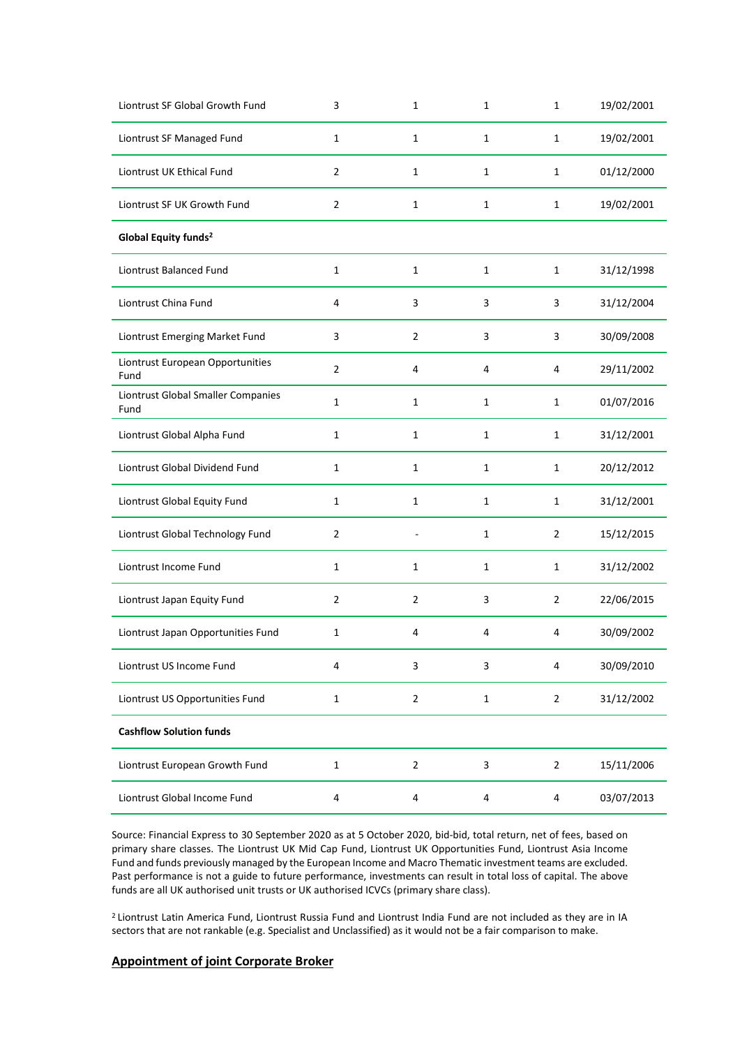| | | | | | |
|---|---|---|---|---|---|
| Liontrust SF Global Growth Fund | 3 | 1 | 1 | 1 | 19/02/2001 |
| Liontrust SF Managed Fund | 1 | 1 | 1 | 1 | 19/02/2001 |
| Liontrust UK Ethical Fund | 2 | 1 | 1 | 1 | 01/12/2000 |
| Liontrust SF UK Growth Fund | 2 | 1 | 1 | 1 | 19/02/2001 |
| **Global Equity funds[2]** | | | | | |
| Liontrust Balanced Fund | 1 | 1 | 1 | 1 | 31/12/1998 |
| Liontrust China Fund | 4 | 3 | 3 | 3 | 31/12/2004 |
| Liontrust Emerging Market Fund | 3 | 2 | 3 | 3 | 30/09/2008 |
| Liontrust European Opportunities Fund | 2 | 4 | 4 | 4 | 29/11/2002 |
| Liontrust Global Smaller Companies Fund | 1 | 1 | 1 | 1 | 01/07/2016 |
| Liontrust Global Alpha Fund | 1 | 1 | 1 | 1 | 31/12/2001 |
| Liontrust Global Dividend Fund | 1 | 1 | 1 | 1 | 20/12/2012 |
| Liontrust Global Equity Fund | 1 | 1 | 1 | 1 | 31/12/2001 |
| Liontrust Global Technology Fund | 2 | - | 1 | 2 | 15/12/2015 |
| Liontrust Income Fund | 1 | 1 | 1 | 1 | 31/12/2002 |
| Liontrust Japan Equity Fund | 2 | 2 | 3 | 2 | 22/06/2015 |
| Liontrust Japan Opportunities Fund | 1 | 4 | 4 | 4 | 30/09/2002 |
| Liontrust US Income Fund | 4 | 3 | 3 | 4 | 30/09/2010 |
| Liontrust US Opportunities Fund | 1 | 2 | 1 | 2 | 31/12/2002 |
| **Cashflow Solution funds** | | | | | |
| Liontrust European Growth Fund | 1 | 2 | 3 | 2 | 15/11/2006 |
| Liontrust Global Income Fund | 4 | 4 | 4 | 4 | 03/07/2013 |

Source: Financial Express to 30 September 2020 as at 5 October 2020, bid-bid, total return, net of fees, based on primary share classes. The Liontrust UK Mid Cap Fund, Liontrust UK Opportunities Fund, Liontrust Asia Income Fund and funds previously managed by the European Income and Macro Thematic investment teams are excluded. Past performance is not a guide to future performance, investments can result in total loss of capital. The above funds are all UK authorised unit trusts or UK authorised ICVCs (primary share class).

[2] Liontrust Latin America Fund, Liontrust Russia Fund and Liontrust India Fund are not included as they are in IA sectors that are not rankable (e.g. Specialist and Unclassified) as it would not be a fair comparison to make.

## Appointment of joint Corporate Broker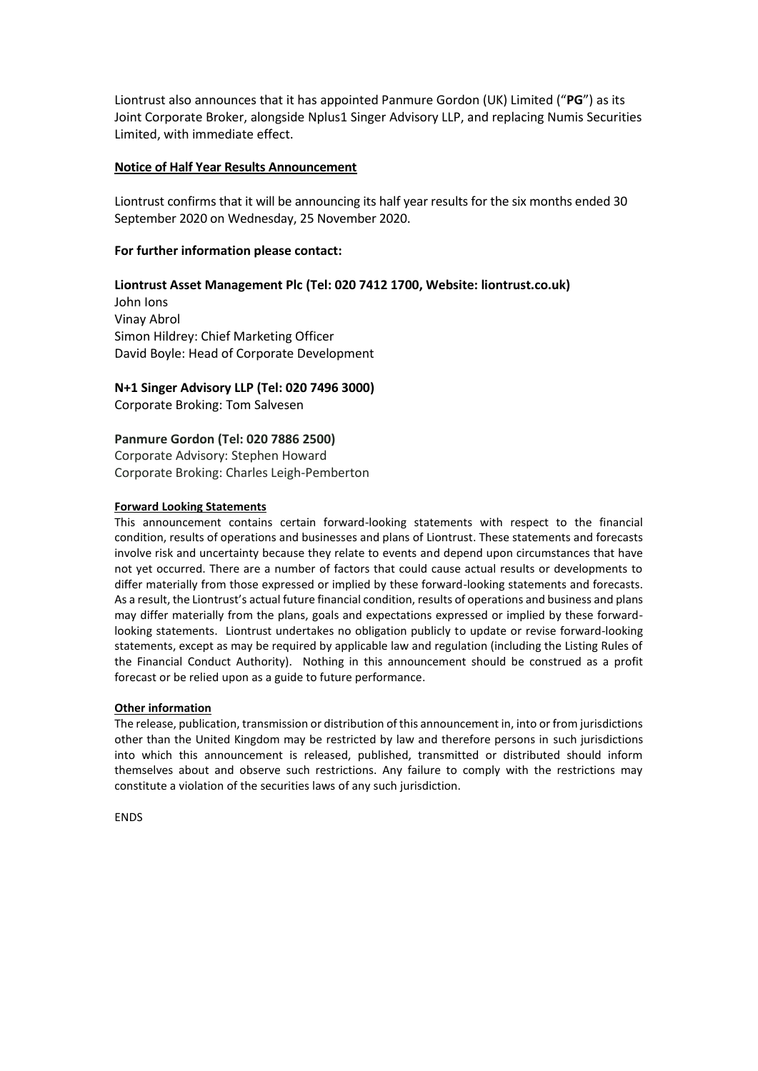Liontrust also announces that it has appointed Panmure Gordon (UK) Limited ("**PG**") as its Joint Corporate Broker, alongside Nplus1 Singer Advisory LLP, and replacing Numis Securities Limited, with immediate effect.

**Notice of Half Year Results Announcement**

Liontrust confirms that it will be announcing its half year results for the six months ended 30 September 2020 on Wednesday, 25 November 2020.

**For further information please contact:**

**Liontrust Asset Management Plc (Tel: 020 7412 1700, Website: liontrust.co.uk)**
John Ions
Vinay Abrol
Simon Hildrey: Chief Marketing Officer
David Boyle: Head of Corporate Development

**N+1 Singer Advisory LLP (Tel: 020 7496 3000)**
Corporate Broking: Tom Salvesen

**Panmure Gordon (Tel: 020 7886 2500)**
Corporate Advisory: Stephen Howard
Corporate Broking: Charles Leigh-Pemberton

**Forward Looking Statements**

This announcement contains certain forward-looking statements with respect to the financial condition, results of operations and businesses and plans of Liontrust. These statements and forecasts involve risk and uncertainty because they relate to events and depend upon circumstances that have not yet occurred. There are a number of factors that could cause actual results or developments to differ materially from those expressed or implied by these forward-looking statements and forecasts. As a result, the Liontrust's actual future financial condition, results of operations and business and plans may differ materially from the plans, goals and expectations expressed or implied by these forward-looking statements. Liontrust undertakes no obligation publicly to update or revise forward-looking statements, except as may be required by applicable law and regulation (including the Listing Rules of the Financial Conduct Authority). Nothing in this announcement should be construed as a profit forecast or be relied upon as a guide to future performance.

**Other information**

The release, publication, transmission or distribution of this announcement in, into or from jurisdictions other than the United Kingdom may be restricted by law and therefore persons in such jurisdictions into which this announcement is released, published, transmitted or distributed should inform themselves about and observe such restrictions. Any failure to comply with the restrictions may constitute a violation of the securities laws of any such jurisdiction.

ENDS